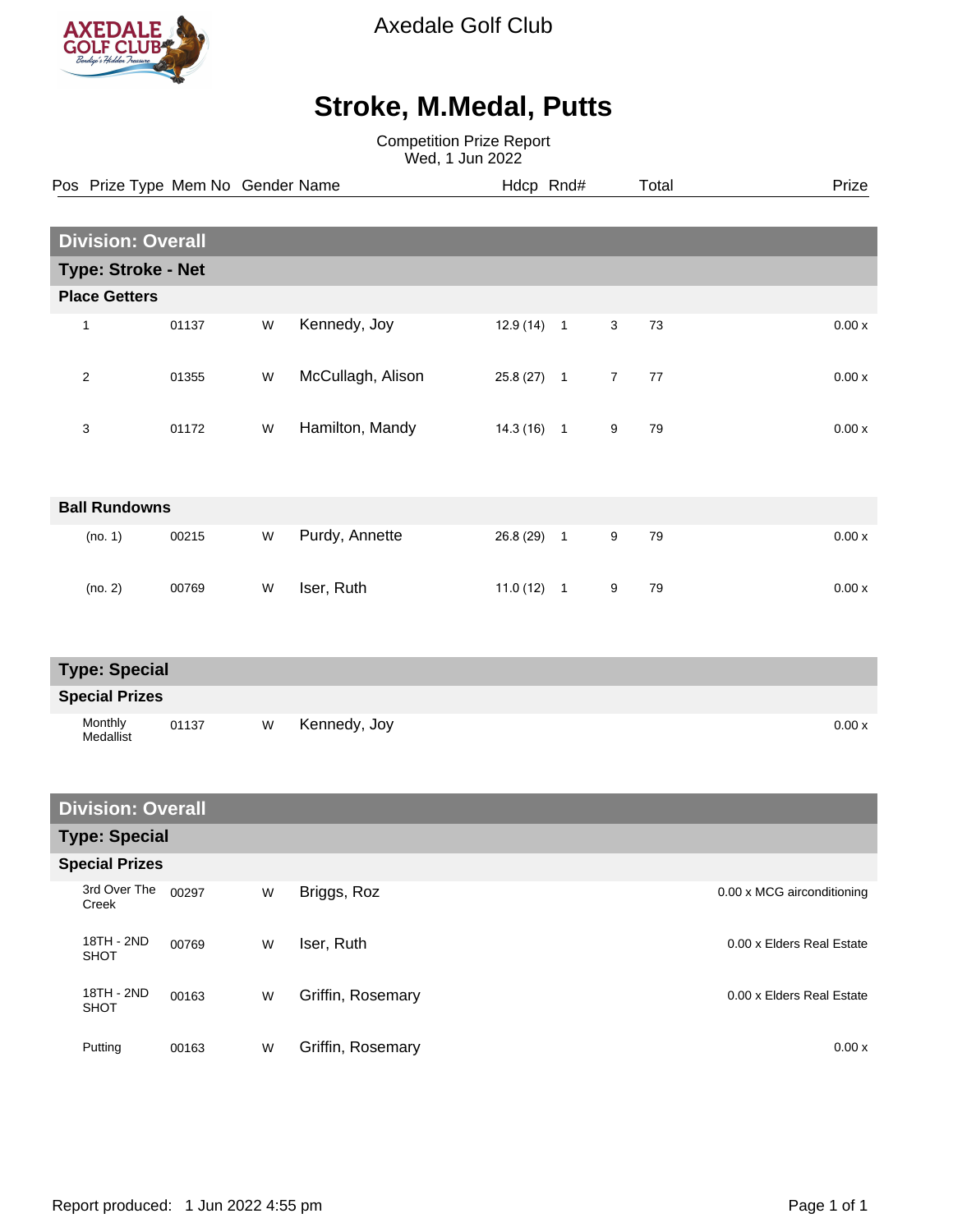Axedale Golf Club

# Stroke, M.Medal, Putts

Competition Prize Report
Wed, 1 Jun 2022

| Pos | Prize Type | Mem No | Gender | Name | Hdcp | Rnd# | | Total | Prize |
|---|---|---|---|---|---|---|---|---|---|
| **Division: Overall** | | | | | | | | | |
| **Type: Stroke - Net** | | | | | | | | | |
| **Place Getters** | | | | | | | | | |
| 1 | | 01137 | W | Kennedy, Joy | 12.9 (14) | 1 | 3 | 73 | 0.00 x |
| 2 | | 01355 | W | McCullagh, Alison | 25.8 (27) | 1 | 7 | 77 | 0.00 x |
| 3 | | 01172 | W | Hamilton, Mandy | 14.3 (16) | 1 | 9 | 79 | 0.00 x |
| **Ball Rundowns** | | | | | | | | | |
| (no. 1) | | 00215 | W | Purdy, Annette | 26.8 (29) | 1 | 9 | 79 | 0.00 x |
| (no. 2) | | 00769 | W | Iser, Ruth | 11.0 (12) | 1 | 9 | 79 | 0.00 x |
| **Type: Special** | | | | | | | | | |
| **Special Prizes** | | | | | | | | | |
| | Monthly Medallist | 01137 | W | Kennedy, Joy | | | | | 0.00 x |
| **Division: Overall** | | | | | | | | | |
| **Type: Special** | | | | | | | | | |
| **Special Prizes** | | | | | | | | | |
| | 3rd Over The Creek | 00297 | W | Briggs, Roz | | | | | 0.00 x MCG airconditioning |
| | 18TH - 2ND SHOT | 00769 | W | Iser, Ruth | | | | | 0.00 x Elders Real Estate |
| | 18TH - 2ND SHOT | 00163 | W | Griffin, Rosemary | | | | | 0.00 x Elders Real Estate |
| | Putting | 00163 | W | Griffin, Rosemary | | | | | 0.00 x |

Report produced: 1 Jun 2022 4:55 pm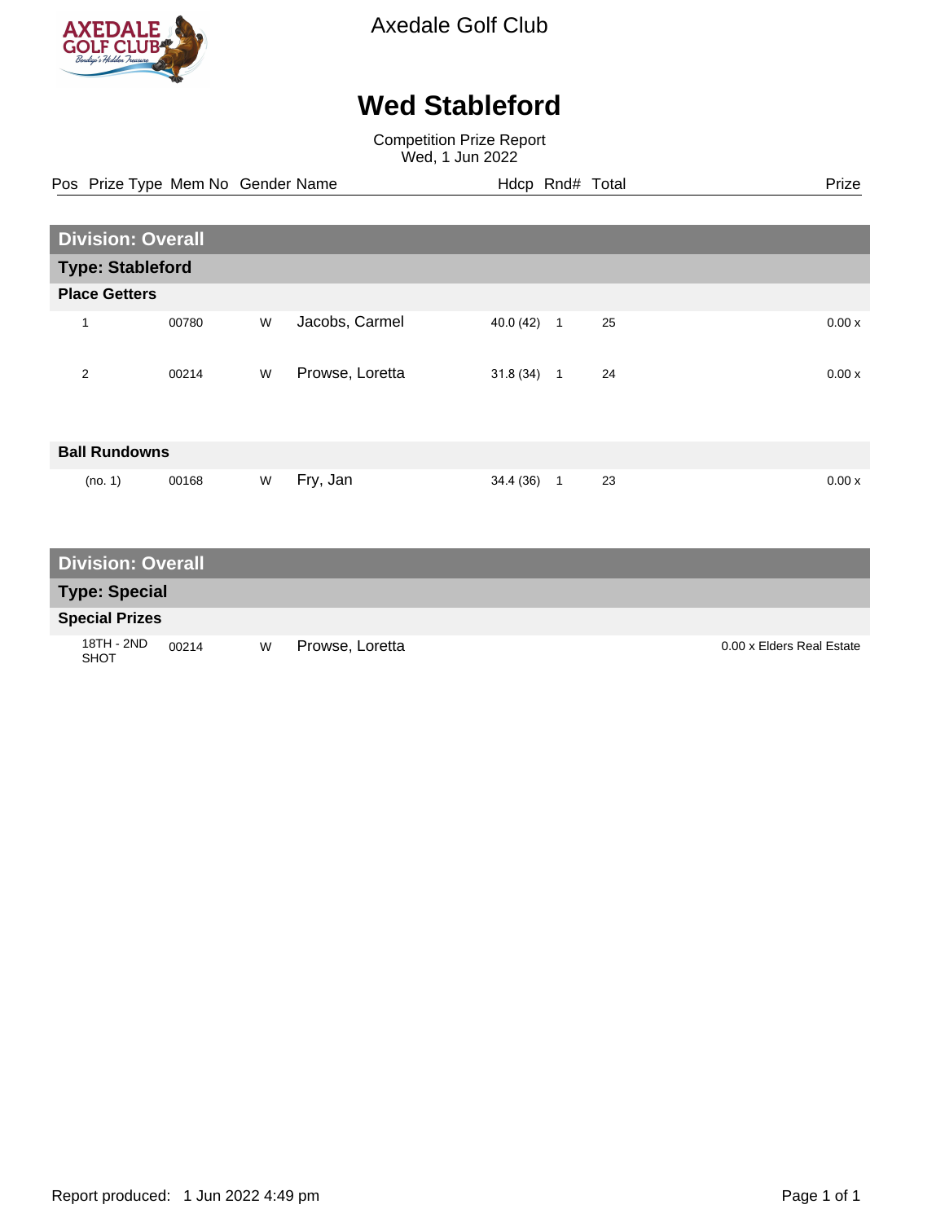Axedale Golf Club

# Wed Stableford

Competition Prize Report
Wed, 1 Jun 2022

| Pos | Prize Type | Mem No | Gender | Name | Hdcp | Rnd# | Total | Prize |
|---|---|---|---|---|---|---|---|---|
| **Division: Overall** | | | | | | | | |
| **Type: Stableford** | | | | | | | | |
| **Place Getters** | | | | | | | | |
| 1 | | 00780 | W | Jacobs, Carmel | 40.0 (42) | 1 | 25 | 0.00 x |
| 2 | | 00214 | W | Prowse, Loretta | 31.8 (34) | 1 | 24 | 0.00 x |
| **Ball Rundowns** | | | | | | | | |
| (no. 1) | | 00168 | W | Fry, Jan | 34.4 (36) | 1 | 23 | 0.00 x |
| **Division: Overall** | | | | | | | | |
| **Type: Special** | | | | | | | | |
| **Special Prizes** | | | | | | | | |
| 18TH - 2ND SHOT | | 00214 | W | Prowse, Loretta | | | | 0.00 x Elders Real Estate |

Report produced: 1 Jun 2022 4:49 pm